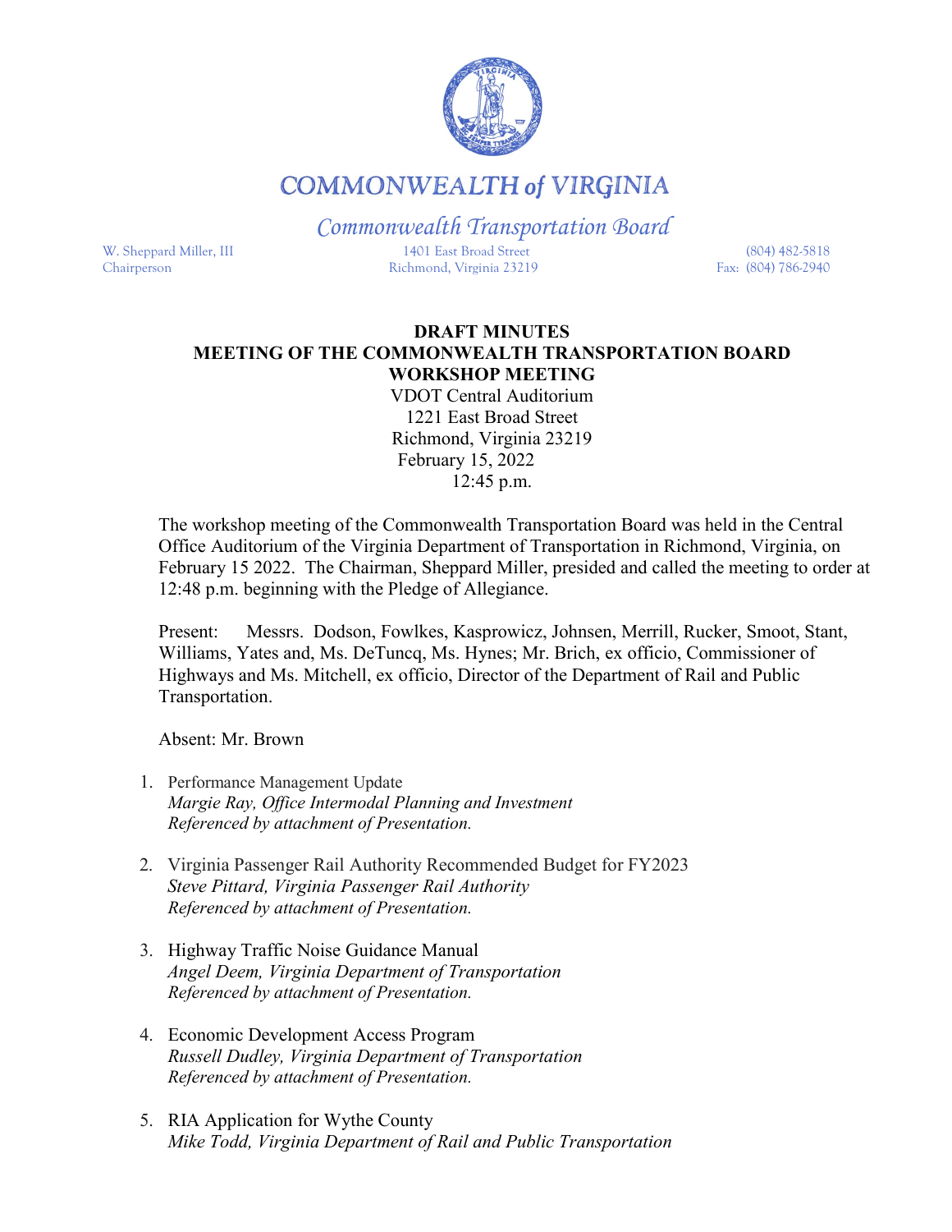# COMMONWEALTH of VIRGINIA

## *Commonwealth Transportation Board*

W. Sheppard Miller, III
Chairperson

1401 East Broad Street
Richmond, Virginia 23219

(804) 482-5818
Fax: (804) 786-2940

**DRAFT MINUTES**
**MEETING OF THE COMMONWEALTH TRANSPORTATION BOARD**
**WORKSHOP MEETING**
VDOT Central Auditorium
1221 East Broad Street
Richmond, Virginia 23219
February 15, 2022
12:45 p.m.

The workshop meeting of the Commonwealth Transportation Board was held in the Central Office Auditorium of the Virginia Department of Transportation in Richmond, Virginia, on February 15 2022. The Chairman, Sheppard Miller, presided and called the meeting to order at 12:48 p.m. beginning with the Pledge of Allegiance.

Present: Messrs. Dodson, Fowlkes, Kasprowicz, Johnsen, Merrill, Rucker, Smoot, Stant, Williams, Yates and, Ms. DeTuncq, Ms. Hynes; Mr. Brich, ex officio, Commissioner of Highways and Ms. Mitchell, ex officio, Director of the Department of Rail and Public Transportation.

Absent: Mr. Brown

1. Performance Management Update
   *Margie Ray, Office Intermodal Planning and Investment*
   *Referenced by attachment of Presentation.*

2. Virginia Passenger Rail Authority Recommended Budget for FY2023
   *Steve Pittard, Virginia Passenger Rail Authority*
   *Referenced by attachment of Presentation.*

3. Highway Traffic Noise Guidance Manual
   *Angel Deem, Virginia Department of Transportation*
   *Referenced by attachment of Presentation.*

4. Economic Development Access Program
   *Russell Dudley, Virginia Department of Transportation*
   *Referenced by attachment of Presentation.*

5. RIA Application for Wythe County
   *Mike Todd, Virginia Department of Rail and Public Transportation*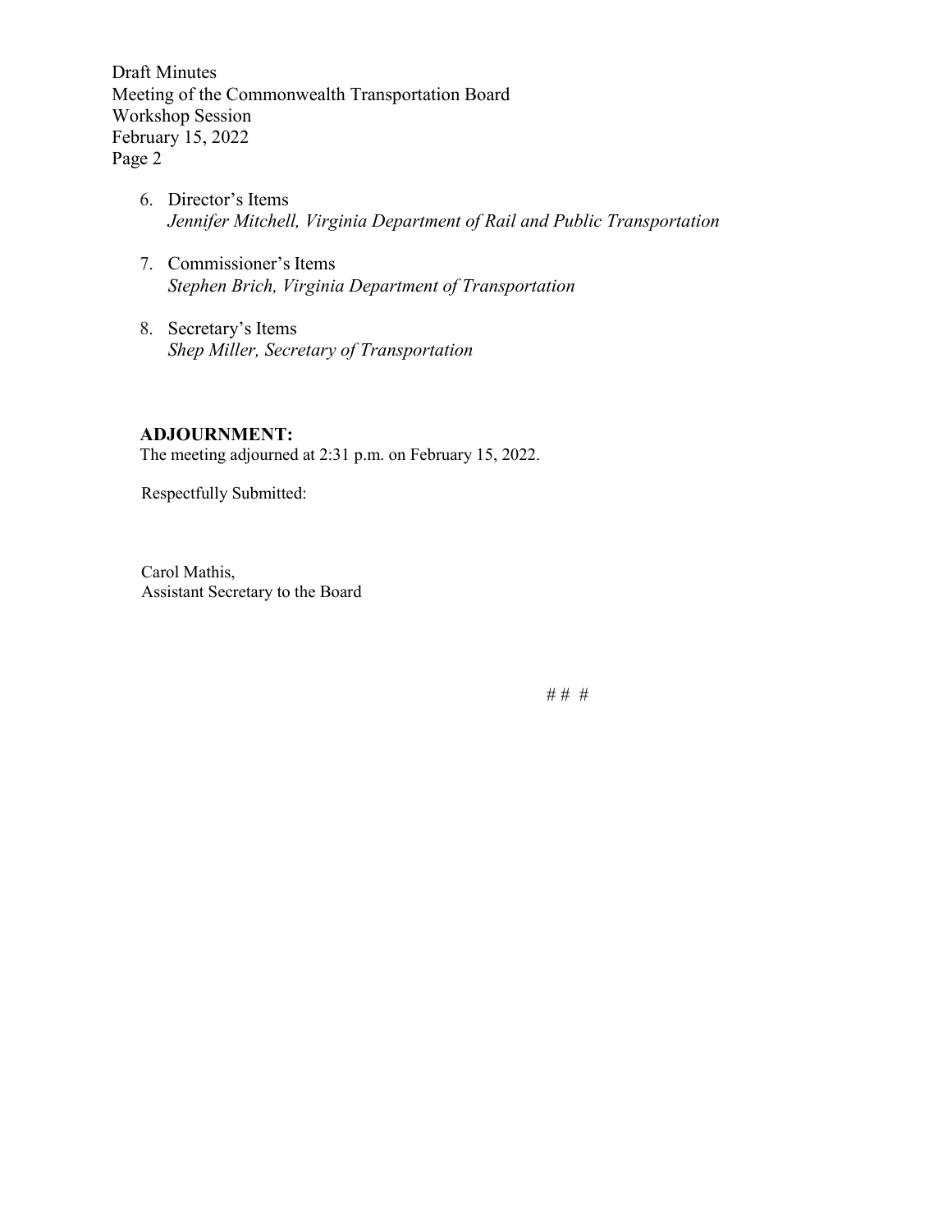6. Director's Items
   *Jennifer Mitchell, Virginia Department of Rail and Public Transportation*

7. Commissioner's Items
   *Stephen Brich, Virginia Department of Transportation*

8. Secretary's Items
   *Shep Miller, Secretary of Transportation*

**ADJOURNMENT:**

The meeting adjourned at 2:31 p.m. on February 15, 2022.

Respectfully Submitted:

Carol Mathis,
Assistant Secretary to the Board

# # #